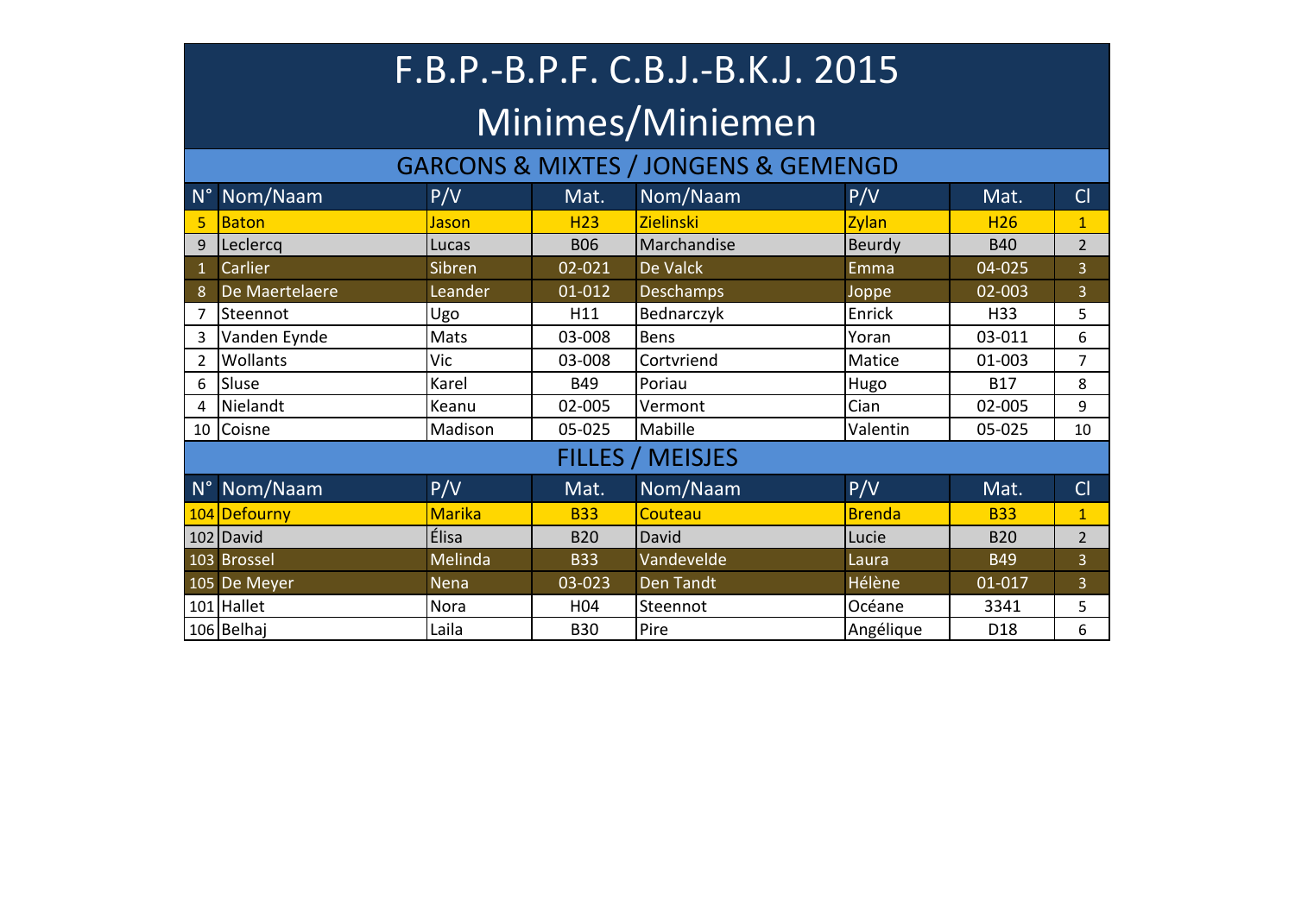# F.B.P.-B.P.F. C.B.J.-B.K.J. 2015

## Minimes/Miniemen

### GARCONS & MIXTES / JONGENS & GEMENGD

| N° | Nom/Naam | P/V | Mat. | Nom/Naam | P/V | Mat. | Cl |
|---|---|---|---|---|---|---|---|
| 5 | Baton | Jason | H23 | Zielinski | Zylan | H26 | 1 |
| 9 | Leclercq | Lucas | B06 | Marchandise | Beurdy | B40 | 2 |
| 1 | Carlier | Sibren | 02-021 | De Valck | Emma | 04-025 | 3 |
| 8 | De Maertelaere | Leander | 01-012 | Deschamps | Joppe | 02-003 | 3 |
| 7 | Steennot | Ugo | H11 | Bednarczyk | Enrick | H33 | 5 |
| 3 | Vanden Eynde | Mats | 03-008 | Bens | Yoran | 03-011 | 6 |
| 2 | Wollants | Vic | 03-008 | Cortvriend | Matice | 01-003 | 7 |
| 6 | Sluse | Karel | B49 | Poriau | Hugo | B17 | 8 |
| 4 | Nielandt | Keanu | 02-005 | Vermont | Cian | 02-005 | 9 |
| 10 | Coisne | Madison | 05-025 | Mabille | Valentin | 05-025 | 10 |

### FILLES / MEISJES

| N° | Nom/Naam | P/V | Mat. | Nom/Naam | P/V | Mat. | Cl |
|---|---|---|---|---|---|---|---|
| 104 | Defourny | Marika | B33 | Couteau | Brenda | B33 | 1 |
| 102 | David | Élisa | B20 | David | Lucie | B20 | 2 |
| 103 | Brossel | Melinda | B33 | Vandevelde | Laura | B49 | 3 |
| 105 | De Meyer | Nena | 03-023 | Den Tandt | Hélène | 01-017 | 3 |
| 101 | Hallet | Nora | H04 | Steennot | Océane | 3341 | 5 |
| 106 | Belhaj | Laila | B30 | Pire | Angélique | D18 | 6 |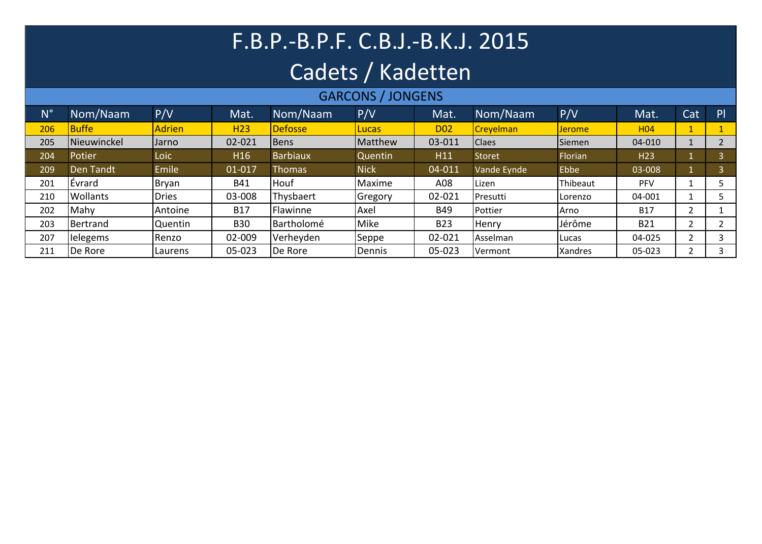# F.B.P.-B.P.F. C.B.J.-B.K.J. 2015

## Cadets / Kadetten

### GARCONS / JONGENS

| N° | Nom/Naam | P/V | Mat. | Nom/Naam | P/V | Mat. | Nom/Naam | P/V | Mat. | Cat | Pl |
|---|---|---|---|---|---|---|---|---|---|---|---|
| 206 | Buffe | Adrien | H23 | Defosse | Lucas | D02 | Creyelman | Jerome | H04 | 1 | 1 |
| 205 | Nieuwinckel | Jarno | 02-021 | Bens | Matthew | 03-011 | Claes | Siemen | 04-010 | 1 | 2 |
| 204 | Potier | Loic | H16 | Barbiaux | Quentin | H11 | Storet | Florian | H23 | 1 | 3 |
| 209 | Den Tandt | Emile | 01-017 | Thomas | Nick | 04-011 | Vande Eynde | Ebbe | 03-008 | 1 | 3 |
| 201 | Évrard | Bryan | B41 | Houf | Maxime | A08 | Lizen | Thibeaut | PFV | 1 | 5 |
| 210 | Wollants | Dries | 03-008 | Thysbaert | Gregory | 02-021 | Presutti | Lorenzo | 04-001 | 1 | 5 |
| 202 | Mahy | Antoine | B17 | Flawinne | Axel | B49 | Pottier | Arno | B17 | 2 | 1 |
| 203 | Bertrand | Quentin | B30 | Bartholomé | Mike | B23 | Henry | Jérôme | B21 | 2 | 2 |
| 207 | Ielegems | Renzo | 02-009 | Verheyden | Seppe | 02-021 | Asselman | Lucas | 04-025 | 2 | 3 |
| 211 | De Rore | Laurens | 05-023 | De Rore | Dennis | 05-023 | Vermont | Xandres | 05-023 | 2 | 3 |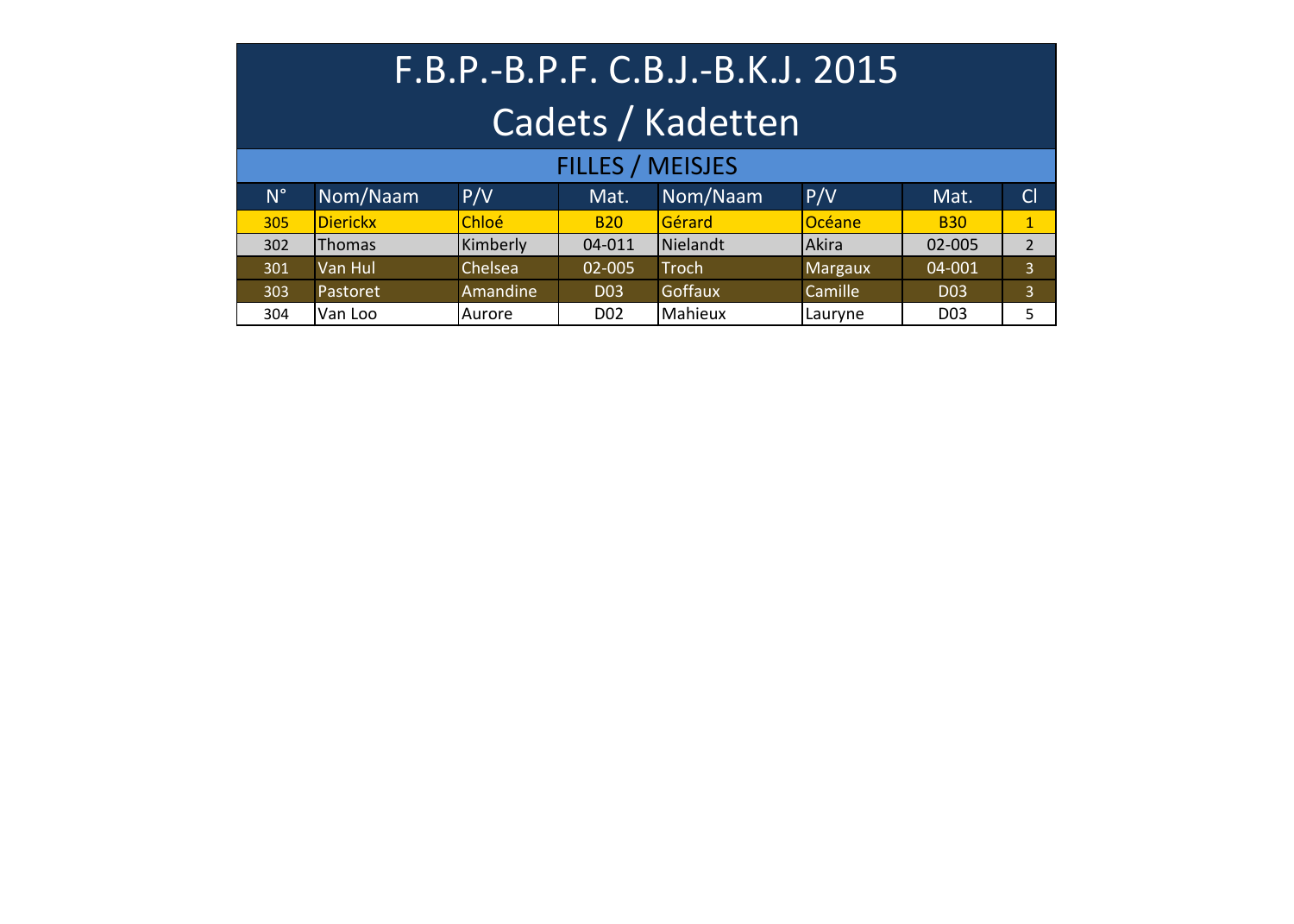# F.B.P.-B.P.F. C.B.J.-B.K.J. 2015

## Cadets / Kadetten

### FILLES / MEISJES

| N° | Nom/Naam | P/V | Mat. | Nom/Naam | P/V | Mat. | Cl |
|---|---|---|---|---|---|---|---|
| 305 | Dierickx | Chloé | B20 | Gérard | Océane | B30 | 1 |
| 302 | Thomas | Kimberly | 04-011 | Nielandt | Akira | 02-005 | 2 |
| 301 | Van Hul | Chelsea | 02-005 | Troch | Margaux | 04-001 | 3 |
| 303 | Pastoret | Amandine | D03 | Goffaux | Camille | D03 | 3 |
| 304 | Van Loo | Aurore | D02 | Mahieux | Lauryne | D03 | 5 |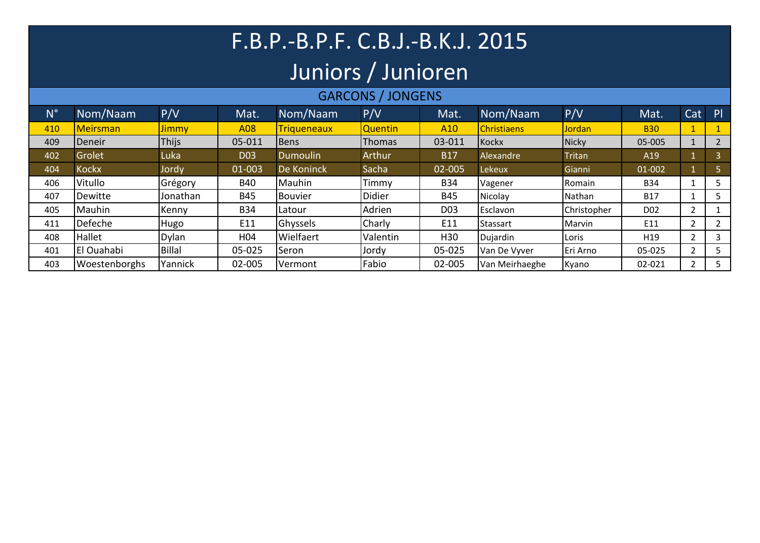# F.B.P.-B.P.F. C.B.J.-B.K.J. 2015

## Juniors / Junioren

### GARCONS / JONGENS

| N° | Nom/Naam | P/V | Mat. | Nom/Naam | P/V | Mat. | Nom/Naam | P/V | Mat. | Cat | Pl |
|---|---|---|---|---|---|---|---|---|---|---|---|
| 410 | Meirsman | Jimmy | A08 | Triqueneaux | Quentin | A10 | Christiaens | Jordan | B30 | 1 | 1 |
| 409 | Deneir | Thijs | 05-011 | Bens | Thomas | 03-011 | Kockx | Nicky | 05-005 | 1 | 2 |
| 402 | Grolet | Luka | D03 | Dumoulin | Arthur | B17 | Alexandre | Tritan | A19 | 1 | 3 |
| 404 | Kockx | Jordy | 01-003 | De Koninck | Sacha | 02-005 | Lekeux | Gianni | 01-002 | 1 | 5 |
| 406 | Vitullo | Grégory | B40 | Mauhin | Timmy | B34 | Vagener | Romain | B34 | 1 | 5 |
| 407 | Dewitte | Jonathan | B45 | Bouvier | Didier | B45 | Nicolay | Nathan | B17 | 1 | 5 |
| 405 | Mauhin | Kenny | B34 | Latour | Adrien | D03 | Esclavon | Christopher | D02 | 2 | 1 |
| 411 | Defeche | Hugo | E11 | Ghyssels | Charly | E11 | Stassart | Marvin | E11 | 2 | 2 |
| 408 | Hallet | Dylan | H04 | Wielfaert | Valentin | H30 | Dujardin | Loris | H19 | 2 | 3 |
| 401 | El Ouahabi | Billal | 05-025 | Seron | Jordy | 05-025 | Van De Vyver | Eri Arno | 05-025 | 2 | 5 |
| 403 | Woestenborghs | Yannick | 02-005 | Vermont | Fabio | 02-005 | Van Meirhaeghe | Kyano | 02-021 | 2 | 5 |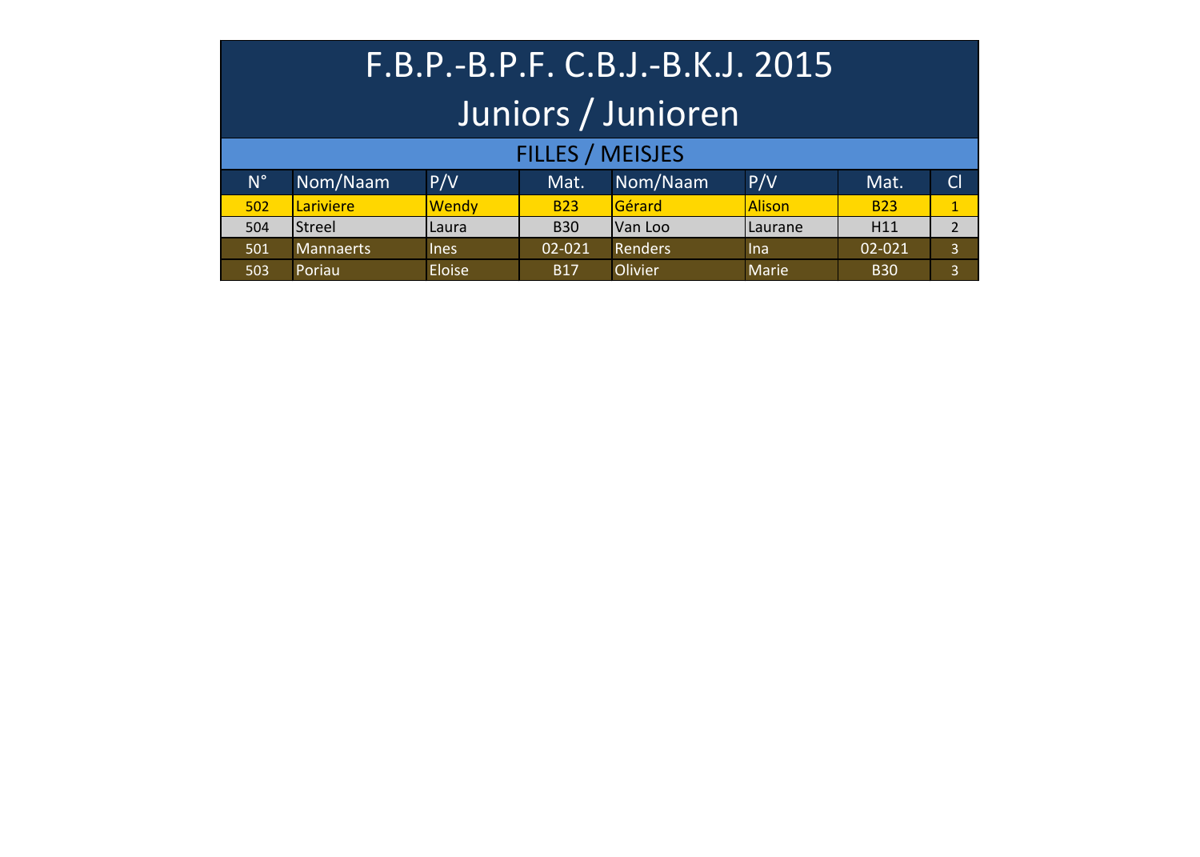# F.B.P.-B.P.F. C.B.J.-B.K.J. 2015

## Juniors / Junioren

### FILLES / MEISJES

| N° | Nom/Naam | P/V | Mat. | Nom/Naam | P/V | Mat. | Cl |
|---|---|---|---|---|---|---|---|
| 502 | Lariviere | Wendy | B23 | Gérard | Alison | B23 | 1 |
| 504 | Streel | Laura | B30 | Van Loo | Laurane | H11 | 2 |
| 501 | Mannaerts | Ines | 02-021 | Renders | Ina | 02-021 | 3 |
| 503 | Poriau | Eloise | B17 | Olivier | Marie | B30 | 3 |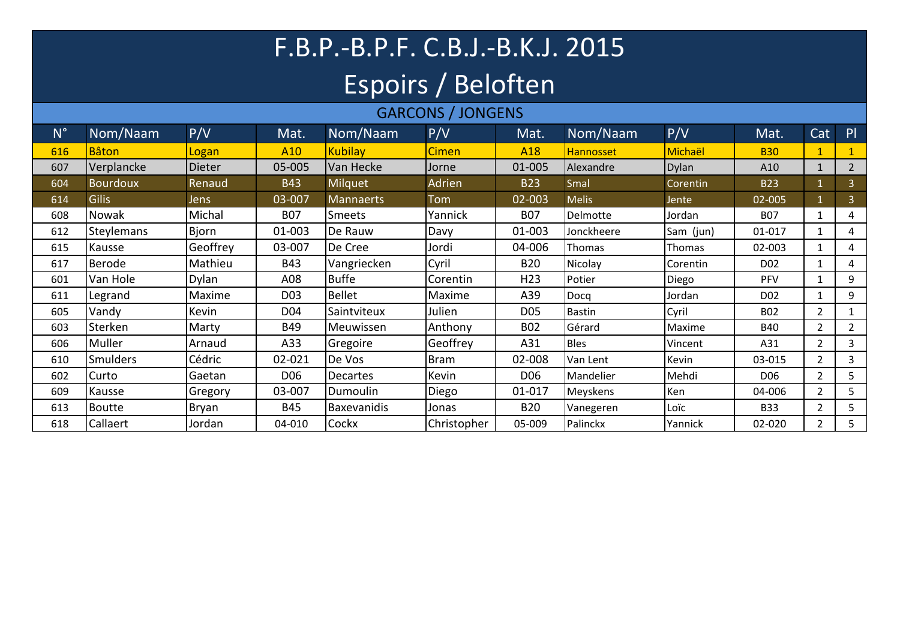# F.B.P.-B.P.F. C.B.J.-B.K.J. 2015

## Espoirs / Beloften

### GARCONS / JONGENS

| N° | Nom/Naam | P/V | Mat. | Nom/Naam | P/V | Mat. | Nom/Naam | P/V | Mat. | Cat | Pl |
|---|---|---|---|---|---|---|---|---|---|---|---|
| 616 | Bâton | Logan | A10 | Kubilay | Cimen | A18 | Hannosset | Michaël | B30 | 1 | 1 |
| 607 | Verplancke | Dieter | 05-005 | Van Hecke | Jorne | 01-005 | Alexandre | Dylan | A10 | 1 | 2 |
| 604 | Bourdoux | Renaud | B43 | Milquet | Adrien | B23 | Smal | Corentin | B23 | 1 | 3 |
| 614 | Gilis | Jens | 03-007 | Mannaerts | Tom | 02-003 | Melis | Jente | 02-005 | 1 | 3 |
| 608 | Nowak | Michal | B07 | Smeets | Yannick | B07 | Delmotte | Jordan | B07 | 1 | 4 |
| 612 | Steylemans | Bjorn | 01-003 | De Rauw | Davy | 01-003 | Jonckheere | Sam (jun) | 01-017 | 1 | 4 |
| 615 | Kausse | Geoffrey | 03-007 | De Cree | Jordi | 04-006 | Thomas | Thomas | 02-003 | 1 | 4 |
| 617 | Berode | Mathieu | B43 | Vangriecken | Cyril | B20 | Nicolay | Corentin | D02 | 1 | 4 |
| 601 | Van Hole | Dylan | A08 | Buffe | Corentin | H23 | Potier | Diego | PFV | 1 | 9 |
| 611 | Legrand | Maxime | D03 | Bellet | Maxime | A39 | Docq | Jordan | D02 | 1 | 9 |
| 605 | Vandy | Kevin | D04 | Saintviteux | Julien | D05 | Bastin | Cyril | B02 | 2 | 1 |
| 603 | Sterken | Marty | B49 | Meuwissen | Anthony | B02 | Gérard | Maxime | B40 | 2 | 2 |
| 606 | Muller | Arnaud | A33 | Gregoire | Geoffrey | A31 | Bles | Vincent | A31 | 2 | 3 |
| 610 | Smulders | Cédric | 02-021 | De Vos | Bram | 02-008 | Van Lent | Kevin | 03-015 | 2 | 3 |
| 602 | Curto | Gaetan | D06 | Decartes | Kevin | D06 | Mandelier | Mehdi | D06 | 2 | 5 |
| 609 | Kausse | Gregory | 03-007 | Dumoulin | Diego | 01-017 | Meyskens | Ken | 04-006 | 2 | 5 |
| 613 | Boutte | Bryan | B45 | Baxevanidis | Jonas | B20 | Vanegeren | Loïc | B33 | 2 | 5 |
| 618 | Callaert | Jordan | 04-010 | Cockx | Christopher | 05-009 | Palinckx | Yannick | 02-020 | 2 | 5 |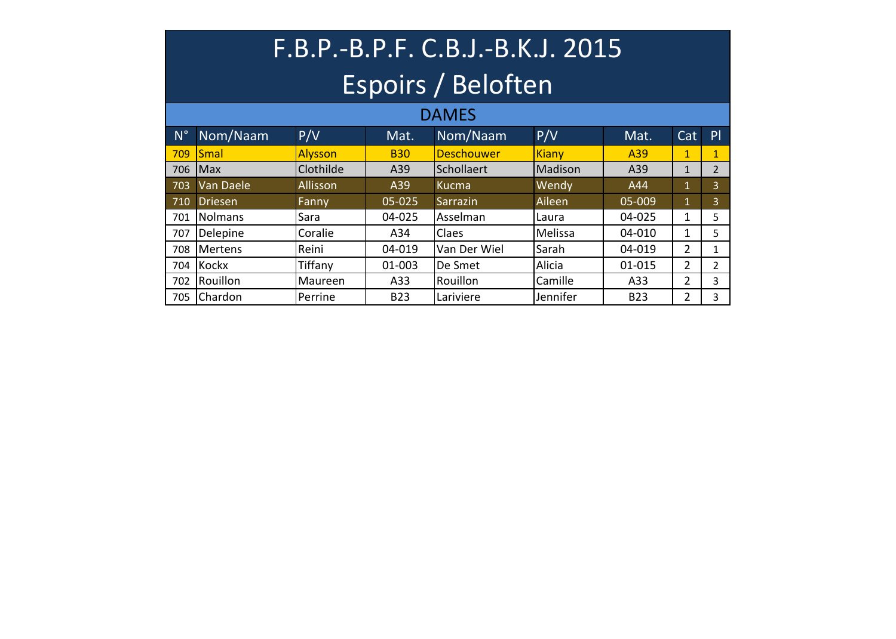# F.B.P.-B.P.F. C.B.J.-B.K.J. 2015

## Espoirs / Beloften

### DAMES

| N° | Nom/Naam | P/V | Mat. | Nom/Naam | P/V | Mat. | Cat | Pl |
|---|---|---|---|---|---|---|---|---|
| 709 | Smal | Alysson | B30 | Deschouwer | Kiany | A39 | 1 | 1 |
| 706 | Max | Clothilde | A39 | Schollaert | Madison | A39 | 1 | 2 |
| 703 | Van Daele | Allisson | A39 | Kucma | Wendy | A44 | 1 | 3 |
| 710 | Driesen | Fanny | 05-025 | Sarrazin | Aileen | 05-009 | 1 | 3 |
| 701 | Nolmans | Sara | 04-025 | Asselman | Laura | 04-025 | 1 | 5 |
| 707 | Delepine | Coralie | A34 | Claes | Melissa | 04-010 | 1 | 5 |
| 708 | Mertens | Reini | 04-019 | Van Der Wiel | Sarah | 04-019 | 2 | 1 |
| 704 | Kockx | Tiffany | 01-003 | De Smet | Alicia | 01-015 | 2 | 2 |
| 702 | Rouillon | Maureen | A33 | Rouillon | Camille | A33 | 2 | 3 |
| 705 | Chardon | Perrine | B23 | Lariviere | Jennifer | B23 | 2 | 3 |